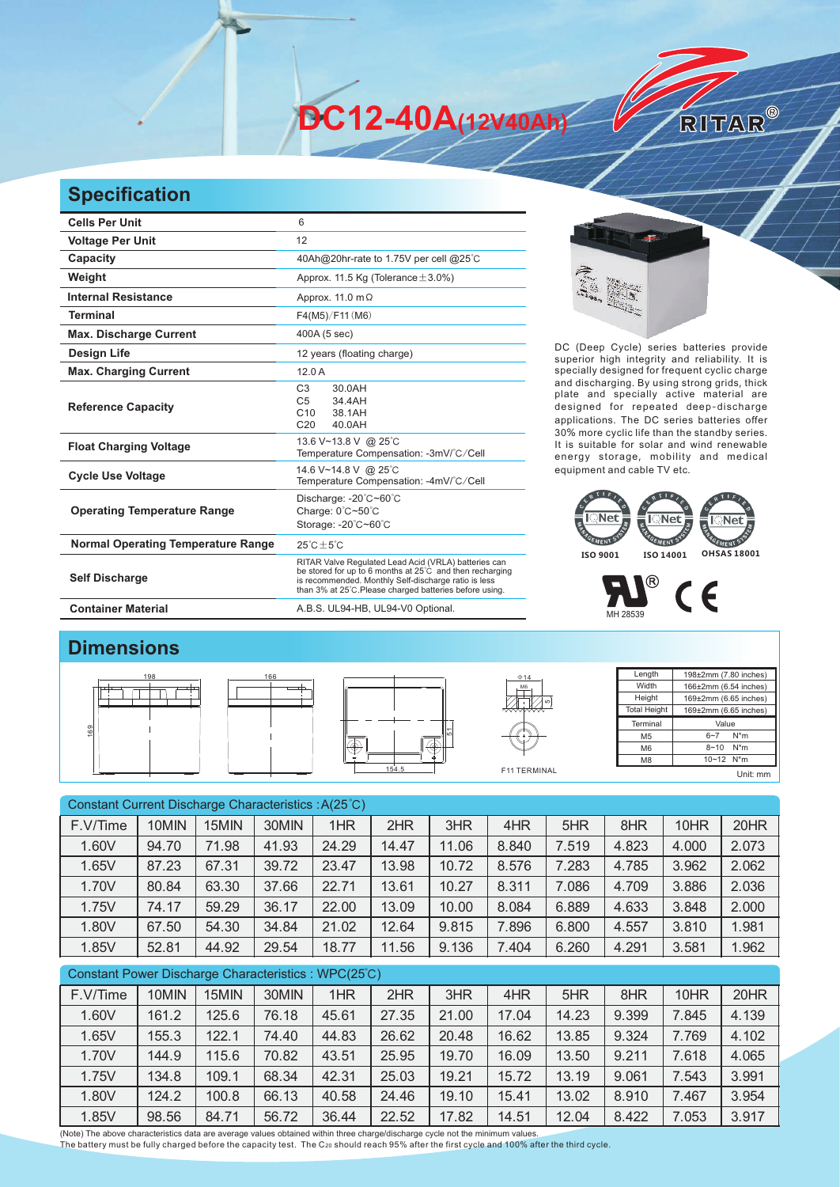# DC12-40A(12V40Ah)

RITAR®

## Specification

| | |
|---|---|
| **Cells Per Unit** | 6 |
| **Voltage Per Unit** | 12 |
| **Capacity** | 40Ah@20hr-rate to 1.75V per cell @25°C |
| **Weight** | Approx. 11.5 Kg (Tolerance±3.0%) |
| **Internal Resistance** | Approx. 11.0 mΩ |
| **Terminal** | F4(M5)/F11(M6) |
| **Max. Discharge Current** | 400A (5 sec) |
| **Design Life** | 12 years (floating charge) |
| **Max. Charging Current** | 12.0 A |
| **Reference Capacity** | C3 30.0AH<br>C5 34.4AH<br>C10 38.1AH<br>C20 40.0AH |
| **Float Charging Voltage** | 13.6 V~13.8 V @ 25°C<br>Temperature Compensation: -3mV/°C/Cell |
| **Cycle Use Voltage** | 14.6 V~14.8 V @ 25°C<br>Temperature Compensation: -4mV/°C/Cell |
| **Operating Temperature Range** | Discharge: -20°C~60°C<br>Charge: 0°C~50°C<br>Storage: -20°C~60°C |
| **Normal Operating Temperature Range** | 25°C±5°C |
| **Self Discharge** | RITAR Valve Regulated Lead Acid (VRLA) batteries can be stored for up to 6 months at 25°C and then recharging is recommended. Monthly Self-discharge ratio is less than 3% at 25°C.Please charged batteries before using. |
| **Container Material** | A.B.S. UL94-HB, UL94-V0 Optional. |

DC (Deep Cycle) series batteries provide superior high integrity and reliability. It is specially designed for frequent cyclic charge and discharging. By using strong grids, thick plate and specially active material are designed for repeated deep-discharge applications. The DC series batteries offer 30% more cyclic life than the standby series. It is suitable for solar and wind renewable energy storage, mobility and medical equipment and cable TV etc.

ISO 9001 ISO 14001 OHSAS 18001

MH 28539

## Dimensions

198 166 169 154.5 Φ14 M6 F11 TERMINAL

| Length | 198±2mm (7.80 inches) |
|---|---|
| Width | 166±2mm (6.54 inches) |
| Height | 169±2mm (6.65 inches) |
| Total Height | 169±2mm (6.65 inches) |

| Terminal | Value |
|---|---|
| M5 | 6~7 N*m |
| M6 | 8~10 N*m |
| M8 | 10~12 N*m |

Unit: mm

Constant Current Discharge Characteristics : A(25°C)

| F.V/Time | 10MIN | 15MIN | 30MIN | 1HR | 2HR | 3HR | 4HR | 5HR | 8HR | 10HR | 20HR |
|---|---|---|---|---|---|---|---|---|---|---|---|
| 1.60V | 94.70 | 71.98 | 41.93 | 24.29 | 14.47 | 11.06 | 8.840 | 7.519 | 4.823 | 4.000 | 2.073 |
| 1.65V | 87.23 | 67.31 | 39.72 | 23.47 | 13.98 | 10.72 | 8.576 | 7.283 | 4.785 | 3.962 | 2.062 |
| 1.70V | 80.84 | 63.30 | 37.66 | 22.71 | 13.61 | 10.27 | 8.311 | 7.086 | 4.709 | 3.886 | 2.036 |
| 1.75V | 74.17 | 59.29 | 36.17 | 22.00 | 13.09 | 10.00 | 8.084 | 6.889 | 4.633 | 3.848 | 2.000 |
| 1.80V | 67.50 | 54.30 | 34.84 | 21.02 | 12.64 | 9.815 | 7.896 | 6.800 | 4.557 | 3.810 | 1.981 |
| 1.85V | 52.81 | 44.92 | 29.54 | 18.77 | 11.56 | 9.136 | 7.404 | 6.260 | 4.291 | 3.581 | 1.962 |

Constant Power Discharge Characteristics : WPC(25°C)

| F.V/Time | 10MIN | 15MIN | 30MIN | 1HR | 2HR | 3HR | 4HR | 5HR | 8HR | 10HR | 20HR |
|---|---|---|---|---|---|---|---|---|---|---|---|
| 1.60V | 161.2 | 125.6 | 76.18 | 45.61 | 27.35 | 21.00 | 17.04 | 14.23 | 9.399 | 7.845 | 4.139 |
| 1.65V | 155.3 | 122.1 | 74.40 | 44.83 | 26.62 | 20.48 | 16.62 | 13.85 | 9.324 | 7.769 | 4.102 |
| 1.70V | 144.9 | 115.6 | 70.82 | 43.51 | 25.95 | 19.70 | 16.09 | 13.50 | 9.211 | 7.618 | 4.065 |
| 1.75V | 134.8 | 109.1 | 68.34 | 42.31 | 25.03 | 19.21 | 15.72 | 13.19 | 9.061 | 7.543 | 3.991 |
| 1.80V | 124.2 | 100.8 | 66.13 | 40.58 | 24.46 | 19.10 | 15.41 | 13.02 | 8.910 | 7.467 | 3.954 |
| 1.85V | 98.56 | 84.71 | 56.72 | 36.44 | 22.52 | 17.82 | 14.51 | 12.04 | 8.422 | 7.053 | 3.917 |

(Note) The above characteristics data are average values obtained within three charge/discharge cycle not the minimum values.
The battery must be fully charged before the capacity test. The $C_{20}$ should reach 95% after the first cycle and 100% after the third cycle.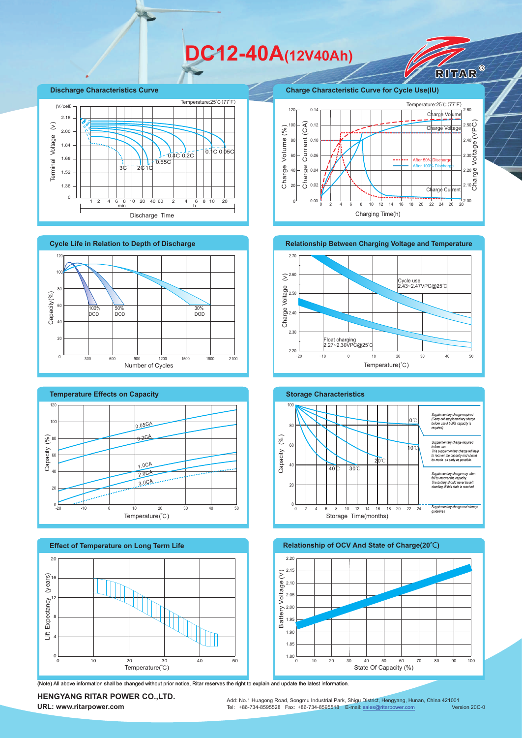# DC12-40A(12V40Ah)

RITAR®

## Discharge Characteristics Curve

Temperature:25°C(77°F)

(V/cell)

Terminal Voltage (v)

2.16
2.00
1.84
1.68
1.52
1.36
0

3C 2C 1C 0.55C 0.4C 0.2C 0.1C 0.05C

1 2 4 6 8 10 20 40 60 2 4 6 8 10 20

min h

Discharge Time

## Charge Characteristic Curve for Cycle Use(IU)

Temperature:25°C(77°F)

Charge Volume (%) 120 100 80 60 40 20 0

Charge Current (CA) 0.14 0.12 0.10 0.08 0.06 0.04 0.02 0.00

Charge Voltage (VPC) 2.60 2.50 2.40 2.30 2.20 2.10 2.00

Charge Volume

Charge Voltage

After 50% Discharge

After 100% Discharge

Charge Current

0 2 4 6 8 10 12 14 16 18 20 22 24 26 28

Charging Time(h)

## Cycle Life in Relation to Depth of Discharge

Capacity(%) 120 100 80 60 40 20 0

100% DOD

50% DOD

30% DOD

300 600 900 1200 1500 1800 2100

Number of Cycles

## Relationship Between Charging Voltage and Temperature

Charge Voltage (v) 2.70 2.60 2.50 2.40 2.30 2.20

Cycle use 2.43~2.47VPC@25°C

Float charging 2.27~2.30VPC@25°C

−20 −10 0 10 20 30 40 50

Temperature(°C)

## Temperature Effects on Capacity

Capacity (%) 120 100 80 60 40 20 0

0.05CA

0.2CA

1.0CA

2.0CA

3.0CA

-20 -10 0 10 20 30 40 50

Temperature(°C)

## Storage Characteristics

Capacity (%) 100 80 60 40 20 0

0°C

10°C

20°C

40°C 30°C

0 2 4 6 8 10 12 14 16 18 20 22 24

Storage Time(months)

Supplementary charge required (Carry out supplementary charge before use if 100% capacity is requires)

Supplementary charge required before use. This supplementary charge will help to recover the capacity and should be made as early as possible.

Supplementary charge may often fail to recover the capacity. The battery should never be left standing till this state is reached

Supplementary charge and storage guidelines

## Effect of Temperature on Long Term Life

Lift Expectancy (years) 20 16 12 8 4 0

0 10 20 30 40 50

Temperature(°C)

## Relationship of OCV And State of Charge(20℃)

Battery Voltage (V) 2.20 2.15 2.10 2.05 2.00 1.95 1.90 1.85 1.80

0 10 20 30 40 50 60 70 80 90 100

State Of Capacity (%)

(Note) All above information shall be changed without prior notice, Ritar reserves the right to explain and update the latest information.

**HENGYANG RITAR POWER CO.,LTD.**

**URL: www.ritarpower.com**

Add: No.1 Huagong Road, Songmu Industrial Park, Shigu District, Hengyang, Hunan, China 421001

Tel: +86-734-8595528 Fax: +86-734-8595518 E-mail: sales@ritarpower.com

Version 20C-0